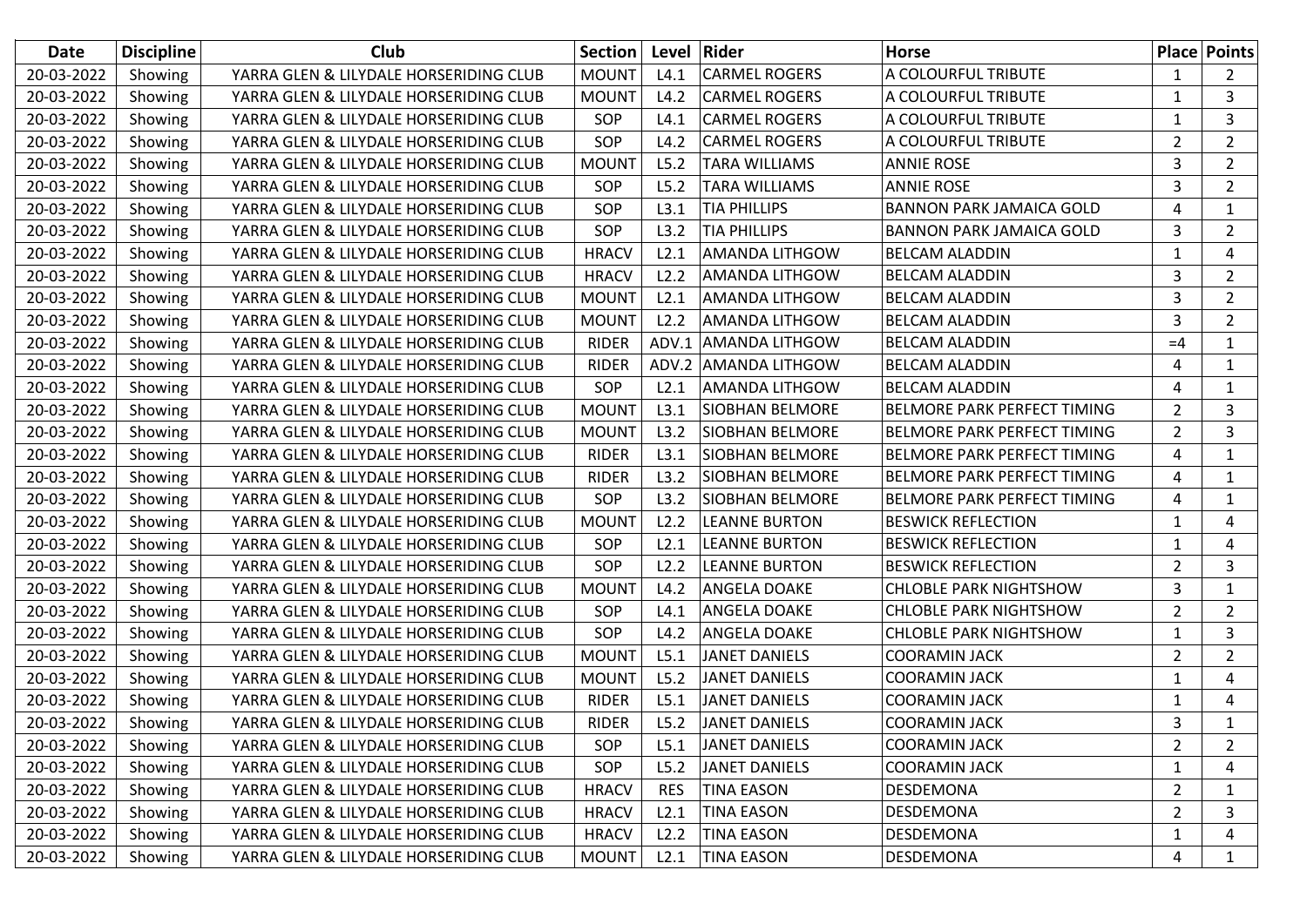| Date | Discipline | Club | Section | Level | Rider | Horse | Place | Points |
|---|---|---|---|---|---|---|---|---|
| 20-03-2022 | Showing | YARRA GLEN & LILYDALE HORSERIDING CLUB | MOUNT | L4.1 | CARMEL ROGERS | A COLOURFUL TRIBUTE | 1 | 2 |
| 20-03-2022 | Showing | YARRA GLEN & LILYDALE HORSERIDING CLUB | MOUNT | L4.2 | CARMEL ROGERS | A COLOURFUL TRIBUTE | 1 | 3 |
| 20-03-2022 | Showing | YARRA GLEN & LILYDALE HORSERIDING CLUB | SOP | L4.1 | CARMEL ROGERS | A COLOURFUL TRIBUTE | 1 | 3 |
| 20-03-2022 | Showing | YARRA GLEN & LILYDALE HORSERIDING CLUB | SOP | L4.2 | CARMEL ROGERS | A COLOURFUL TRIBUTE | 2 | 2 |
| 20-03-2022 | Showing | YARRA GLEN & LILYDALE HORSERIDING CLUB | MOUNT | L5.2 | TARA WILLIAMS | ANNIE ROSE | 3 | 2 |
| 20-03-2022 | Showing | YARRA GLEN & LILYDALE HORSERIDING CLUB | SOP | L5.2 | TARA WILLIAMS | ANNIE ROSE | 3 | 2 |
| 20-03-2022 | Showing | YARRA GLEN & LILYDALE HORSERIDING CLUB | SOP | L3.1 | TIA PHILLIPS | BANNON PARK JAMAICA GOLD | 4 | 1 |
| 20-03-2022 | Showing | YARRA GLEN & LILYDALE HORSERIDING CLUB | SOP | L3.2 | TIA PHILLIPS | BANNON PARK JAMAICA GOLD | 3 | 2 |
| 20-03-2022 | Showing | YARRA GLEN & LILYDALE HORSERIDING CLUB | HRACV | L2.1 | AMANDA LITHGOW | BELCAM ALADDIN | 1 | 4 |
| 20-03-2022 | Showing | YARRA GLEN & LILYDALE HORSERIDING CLUB | HRACV | L2.2 | AMANDA LITHGOW | BELCAM ALADDIN | 3 | 2 |
| 20-03-2022 | Showing | YARRA GLEN & LILYDALE HORSERIDING CLUB | MOUNT | L2.1 | AMANDA LITHGOW | BELCAM ALADDIN | 3 | 2 |
| 20-03-2022 | Showing | YARRA GLEN & LILYDALE HORSERIDING CLUB | MOUNT | L2.2 | AMANDA LITHGOW | BELCAM ALADDIN | 3 | 2 |
| 20-03-2022 | Showing | YARRA GLEN & LILYDALE HORSERIDING CLUB | RIDER | ADV.1 | AMANDA LITHGOW | BELCAM ALADDIN | =4 | 1 |
| 20-03-2022 | Showing | YARRA GLEN & LILYDALE HORSERIDING CLUB | RIDER | ADV.2 | AMANDA LITHGOW | BELCAM ALADDIN | 4 | 1 |
| 20-03-2022 | Showing | YARRA GLEN & LILYDALE HORSERIDING CLUB | SOP | L2.1 | AMANDA LITHGOW | BELCAM ALADDIN | 4 | 1 |
| 20-03-2022 | Showing | YARRA GLEN & LILYDALE HORSERIDING CLUB | MOUNT | L3.1 | SIOBHAN BELMORE | BELMORE PARK PERFECT TIMING | 2 | 3 |
| 20-03-2022 | Showing | YARRA GLEN & LILYDALE HORSERIDING CLUB | MOUNT | L3.2 | SIOBHAN BELMORE | BELMORE PARK PERFECT TIMING | 2 | 3 |
| 20-03-2022 | Showing | YARRA GLEN & LILYDALE HORSERIDING CLUB | RIDER | L3.1 | SIOBHAN BELMORE | BELMORE PARK PERFECT TIMING | 4 | 1 |
| 20-03-2022 | Showing | YARRA GLEN & LILYDALE HORSERIDING CLUB | RIDER | L3.2 | SIOBHAN BELMORE | BELMORE PARK PERFECT TIMING | 4 | 1 |
| 20-03-2022 | Showing | YARRA GLEN & LILYDALE HORSERIDING CLUB | SOP | L3.2 | SIOBHAN BELMORE | BELMORE PARK PERFECT TIMING | 4 | 1 |
| 20-03-2022 | Showing | YARRA GLEN & LILYDALE HORSERIDING CLUB | MOUNT | L2.2 | LEANNE BURTON | BESWICK REFLECTION | 1 | 4 |
| 20-03-2022 | Showing | YARRA GLEN & LILYDALE HORSERIDING CLUB | SOP | L2.1 | LEANNE BURTON | BESWICK REFLECTION | 1 | 4 |
| 20-03-2022 | Showing | YARRA GLEN & LILYDALE HORSERIDING CLUB | SOP | L2.2 | LEANNE BURTON | BESWICK REFLECTION | 2 | 3 |
| 20-03-2022 | Showing | YARRA GLEN & LILYDALE HORSERIDING CLUB | MOUNT | L4.2 | ANGELA DOAKE | CHLOBLE PARK NIGHTSHOW | 3 | 1 |
| 20-03-2022 | Showing | YARRA GLEN & LILYDALE HORSERIDING CLUB | SOP | L4.1 | ANGELA DOAKE | CHLOBLE PARK NIGHTSHOW | 2 | 2 |
| 20-03-2022 | Showing | YARRA GLEN & LILYDALE HORSERIDING CLUB | SOP | L4.2 | ANGELA DOAKE | CHLOBLE PARK NIGHTSHOW | 1 | 3 |
| 20-03-2022 | Showing | YARRA GLEN & LILYDALE HORSERIDING CLUB | MOUNT | L5.1 | JANET DANIELS | COORAMIN JACK | 2 | 2 |
| 20-03-2022 | Showing | YARRA GLEN & LILYDALE HORSERIDING CLUB | MOUNT | L5.2 | JANET DANIELS | COORAMIN JACK | 1 | 4 |
| 20-03-2022 | Showing | YARRA GLEN & LILYDALE HORSERIDING CLUB | RIDER | L5.1 | JANET DANIELS | COORAMIN JACK | 1 | 4 |
| 20-03-2022 | Showing | YARRA GLEN & LILYDALE HORSERIDING CLUB | RIDER | L5.2 | JANET DANIELS | COORAMIN JACK | 3 | 1 |
| 20-03-2022 | Showing | YARRA GLEN & LILYDALE HORSERIDING CLUB | SOP | L5.1 | JANET DANIELS | COORAMIN JACK | 2 | 2 |
| 20-03-2022 | Showing | YARRA GLEN & LILYDALE HORSERIDING CLUB | SOP | L5.2 | JANET DANIELS | COORAMIN JACK | 1 | 4 |
| 20-03-2022 | Showing | YARRA GLEN & LILYDALE HORSERIDING CLUB | HRACV | RES | TINA EASON | DESDEMONA | 2 | 1 |
| 20-03-2022 | Showing | YARRA GLEN & LILYDALE HORSERIDING CLUB | HRACV | L2.1 | TINA EASON | DESDEMONA | 2 | 3 |
| 20-03-2022 | Showing | YARRA GLEN & LILYDALE HORSERIDING CLUB | HRACV | L2.2 | TINA EASON | DESDEMONA | 1 | 4 |
| 20-03-2022 | Showing | YARRA GLEN & LILYDALE HORSERIDING CLUB | MOUNT | L2.1 | TINA EASON | DESDEMONA | 4 | 1 |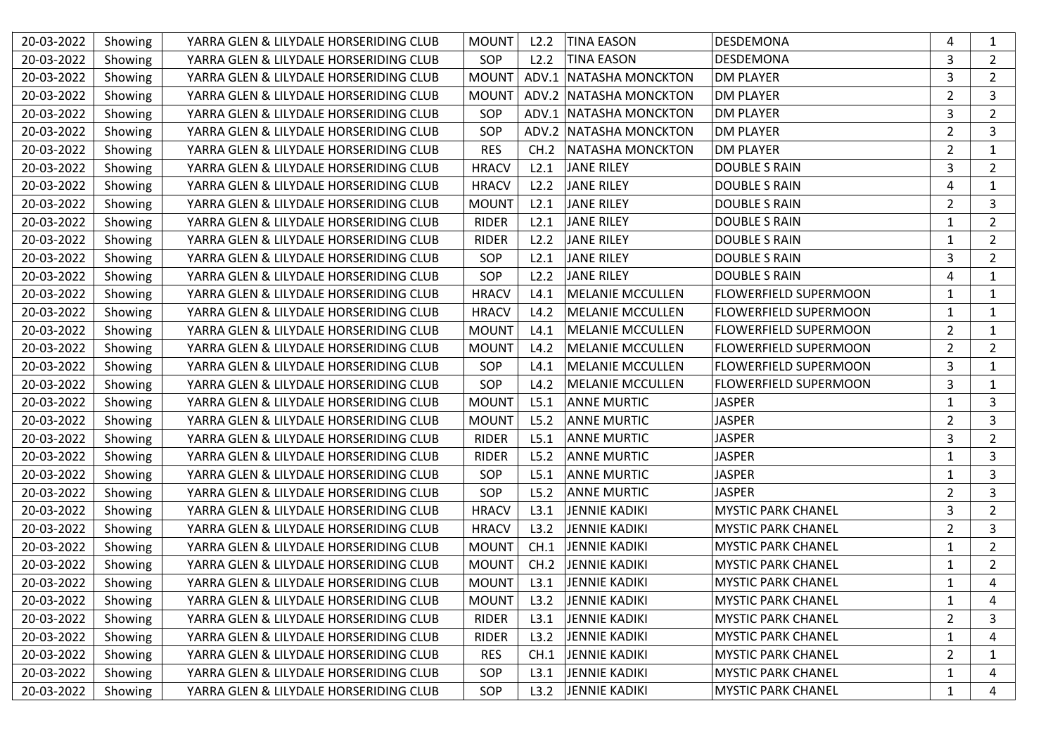| 20-03-2022 | Showing | YARRA GLEN & LILYDALE HORSERIDING CLUB | MOUNT | L2.2 | TINA EASON | DESDEMONA | 4 | 1 |
|---|---|---|---|---|---|---|---|---|
| 20-03-2022 | Showing | YARRA GLEN & LILYDALE HORSERIDING CLUB | SOP | L2.2 | TINA EASON | DESDEMONA | 3 | 2 |
| 20-03-2022 | Showing | YARRA GLEN & LILYDALE HORSERIDING CLUB | MOUNT | ADV.1 | NATASHA MONCKTON | DM PLAYER | 3 | 2 |
| 20-03-2022 | Showing | YARRA GLEN & LILYDALE HORSERIDING CLUB | MOUNT | ADV.2 | NATASHA MONCKTON | DM PLAYER | 2 | 3 |
| 20-03-2022 | Showing | YARRA GLEN & LILYDALE HORSERIDING CLUB | SOP | ADV.1 | NATASHA MONCKTON | DM PLAYER | 3 | 2 |
| 20-03-2022 | Showing | YARRA GLEN & LILYDALE HORSERIDING CLUB | SOP | ADV.2 | NATASHA MONCKTON | DM PLAYER | 2 | 3 |
| 20-03-2022 | Showing | YARRA GLEN & LILYDALE HORSERIDING CLUB | RES | CH.2 | NATASHA MONCKTON | DM PLAYER | 2 | 1 |
| 20-03-2022 | Showing | YARRA GLEN & LILYDALE HORSERIDING CLUB | HRACV | L2.1 | JANE RILEY | DOUBLE S RAIN | 3 | 2 |
| 20-03-2022 | Showing | YARRA GLEN & LILYDALE HORSERIDING CLUB | HRACV | L2.2 | JANE RILEY | DOUBLE S RAIN | 4 | 1 |
| 20-03-2022 | Showing | YARRA GLEN & LILYDALE HORSERIDING CLUB | MOUNT | L2.1 | JANE RILEY | DOUBLE S RAIN | 2 | 3 |
| 20-03-2022 | Showing | YARRA GLEN & LILYDALE HORSERIDING CLUB | RIDER | L2.1 | JANE RILEY | DOUBLE S RAIN | 1 | 2 |
| 20-03-2022 | Showing | YARRA GLEN & LILYDALE HORSERIDING CLUB | RIDER | L2.2 | JANE RILEY | DOUBLE S RAIN | 1 | 2 |
| 20-03-2022 | Showing | YARRA GLEN & LILYDALE HORSERIDING CLUB | SOP | L2.1 | JANE RILEY | DOUBLE S RAIN | 3 | 2 |
| 20-03-2022 | Showing | YARRA GLEN & LILYDALE HORSERIDING CLUB | SOP | L2.2 | JANE RILEY | DOUBLE S RAIN | 4 | 1 |
| 20-03-2022 | Showing | YARRA GLEN & LILYDALE HORSERIDING CLUB | HRACV | L4.1 | MELANIE MCCULLEN | FLOWERFIELD SUPERMOON | 1 | 1 |
| 20-03-2022 | Showing | YARRA GLEN & LILYDALE HORSERIDING CLUB | HRACV | L4.2 | MELANIE MCCULLEN | FLOWERFIELD SUPERMOON | 1 | 1 |
| 20-03-2022 | Showing | YARRA GLEN & LILYDALE HORSERIDING CLUB | MOUNT | L4.1 | MELANIE MCCULLEN | FLOWERFIELD SUPERMOON | 2 | 1 |
| 20-03-2022 | Showing | YARRA GLEN & LILYDALE HORSERIDING CLUB | MOUNT | L4.2 | MELANIE MCCULLEN | FLOWERFIELD SUPERMOON | 2 | 2 |
| 20-03-2022 | Showing | YARRA GLEN & LILYDALE HORSERIDING CLUB | SOP | L4.1 | MELANIE MCCULLEN | FLOWERFIELD SUPERMOON | 3 | 1 |
| 20-03-2022 | Showing | YARRA GLEN & LILYDALE HORSERIDING CLUB | SOP | L4.2 | MELANIE MCCULLEN | FLOWERFIELD SUPERMOON | 3 | 1 |
| 20-03-2022 | Showing | YARRA GLEN & LILYDALE HORSERIDING CLUB | MOUNT | L5.1 | ANNE MURTIC | JASPER | 1 | 3 |
| 20-03-2022 | Showing | YARRA GLEN & LILYDALE HORSERIDING CLUB | MOUNT | L5.2 | ANNE MURTIC | JASPER | 2 | 3 |
| 20-03-2022 | Showing | YARRA GLEN & LILYDALE HORSERIDING CLUB | RIDER | L5.1 | ANNE MURTIC | JASPER | 3 | 2 |
| 20-03-2022 | Showing | YARRA GLEN & LILYDALE HORSERIDING CLUB | RIDER | L5.2 | ANNE MURTIC | JASPER | 1 | 3 |
| 20-03-2022 | Showing | YARRA GLEN & LILYDALE HORSERIDING CLUB | SOP | L5.1 | ANNE MURTIC | JASPER | 1 | 3 |
| 20-03-2022 | Showing | YARRA GLEN & LILYDALE HORSERIDING CLUB | SOP | L5.2 | ANNE MURTIC | JASPER | 2 | 3 |
| 20-03-2022 | Showing | YARRA GLEN & LILYDALE HORSERIDING CLUB | HRACV | L3.1 | JENNIE KADIKI | MYSTIC PARK CHANEL | 3 | 2 |
| 20-03-2022 | Showing | YARRA GLEN & LILYDALE HORSERIDING CLUB | HRACV | L3.2 | JENNIE KADIKI | MYSTIC PARK CHANEL | 2 | 3 |
| 20-03-2022 | Showing | YARRA GLEN & LILYDALE HORSERIDING CLUB | MOUNT | CH.1 | JENNIE KADIKI | MYSTIC PARK CHANEL | 1 | 2 |
| 20-03-2022 | Showing | YARRA GLEN & LILYDALE HORSERIDING CLUB | MOUNT | CH.2 | JENNIE KADIKI | MYSTIC PARK CHANEL | 1 | 2 |
| 20-03-2022 | Showing | YARRA GLEN & LILYDALE HORSERIDING CLUB | MOUNT | L3.1 | JENNIE KADIKI | MYSTIC PARK CHANEL | 1 | 4 |
| 20-03-2022 | Showing | YARRA GLEN & LILYDALE HORSERIDING CLUB | MOUNT | L3.2 | JENNIE KADIKI | MYSTIC PARK CHANEL | 1 | 4 |
| 20-03-2022 | Showing | YARRA GLEN & LILYDALE HORSERIDING CLUB | RIDER | L3.1 | JENNIE KADIKI | MYSTIC PARK CHANEL | 2 | 3 |
| 20-03-2022 | Showing | YARRA GLEN & LILYDALE HORSERIDING CLUB | RIDER | L3.2 | JENNIE KADIKI | MYSTIC PARK CHANEL | 1 | 4 |
| 20-03-2022 | Showing | YARRA GLEN & LILYDALE HORSERIDING CLUB | RES | CH.1 | JENNIE KADIKI | MYSTIC PARK CHANEL | 2 | 1 |
| 20-03-2022 | Showing | YARRA GLEN & LILYDALE HORSERIDING CLUB | SOP | L3.1 | JENNIE KADIKI | MYSTIC PARK CHANEL | 1 | 4 |
| 20-03-2022 | Showing | YARRA GLEN & LILYDALE HORSERIDING CLUB | SOP | L3.2 | JENNIE KADIKI | MYSTIC PARK CHANEL | 1 | 4 |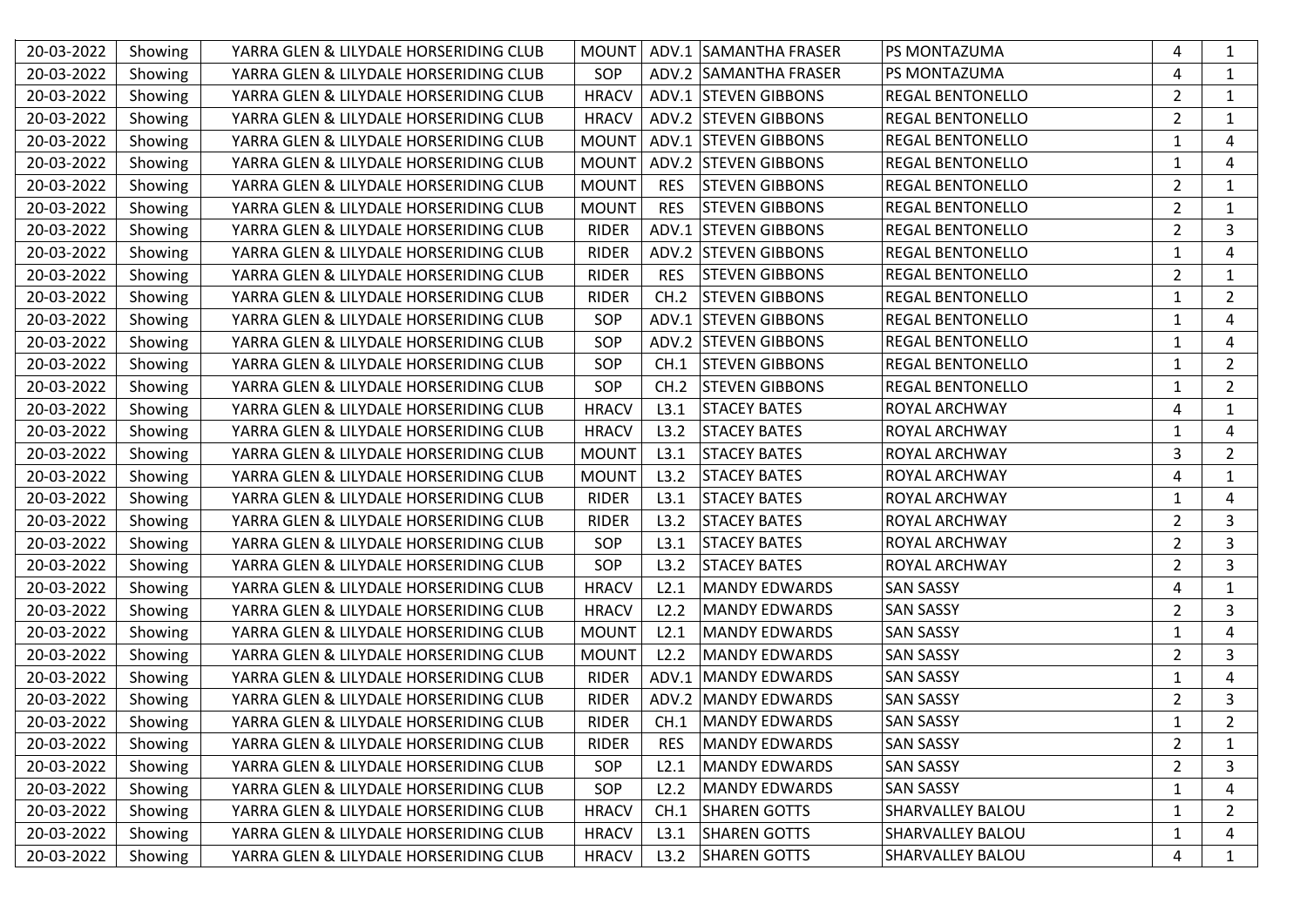| | | | | | | | | |
|---|---|---|---|---|---|---|---|---|
| 20-03-2022 | Showing | YARRA GLEN & LILYDALE HORSERIDING CLUB | MOUNT | ADV.1 | SAMANTHA FRASER | PS MONTAZUMA | 4 | 1 |
| 20-03-2022 | Showing | YARRA GLEN & LILYDALE HORSERIDING CLUB | SOP | ADV.2 | SAMANTHA FRASER | PS MONTAZUMA | 4 | 1 |
| 20-03-2022 | Showing | YARRA GLEN & LILYDALE HORSERIDING CLUB | HRACV | ADV.1 | STEVEN GIBBONS | REGAL BENTONELLO | 2 | 1 |
| 20-03-2022 | Showing | YARRA GLEN & LILYDALE HORSERIDING CLUB | HRACV | ADV.2 | STEVEN GIBBONS | REGAL BENTONELLO | 2 | 1 |
| 20-03-2022 | Showing | YARRA GLEN & LILYDALE HORSERIDING CLUB | MOUNT | ADV.1 | STEVEN GIBBONS | REGAL BENTONELLO | 1 | 4 |
| 20-03-2022 | Showing | YARRA GLEN & LILYDALE HORSERIDING CLUB | MOUNT | ADV.2 | STEVEN GIBBONS | REGAL BENTONELLO | 1 | 4 |
| 20-03-2022 | Showing | YARRA GLEN & LILYDALE HORSERIDING CLUB | MOUNT | RES | STEVEN GIBBONS | REGAL BENTONELLO | 2 | 1 |
| 20-03-2022 | Showing | YARRA GLEN & LILYDALE HORSERIDING CLUB | MOUNT | RES | STEVEN GIBBONS | REGAL BENTONELLO | 2 | 1 |
| 20-03-2022 | Showing | YARRA GLEN & LILYDALE HORSERIDING CLUB | RIDER | ADV.1 | STEVEN GIBBONS | REGAL BENTONELLO | 2 | 3 |
| 20-03-2022 | Showing | YARRA GLEN & LILYDALE HORSERIDING CLUB | RIDER | ADV.2 | STEVEN GIBBONS | REGAL BENTONELLO | 1 | 4 |
| 20-03-2022 | Showing | YARRA GLEN & LILYDALE HORSERIDING CLUB | RIDER | RES | STEVEN GIBBONS | REGAL BENTONELLO | 2 | 1 |
| 20-03-2022 | Showing | YARRA GLEN & LILYDALE HORSERIDING CLUB | RIDER | CH.2 | STEVEN GIBBONS | REGAL BENTONELLO | 1 | 2 |
| 20-03-2022 | Showing | YARRA GLEN & LILYDALE HORSERIDING CLUB | SOP | ADV.1 | STEVEN GIBBONS | REGAL BENTONELLO | 1 | 4 |
| 20-03-2022 | Showing | YARRA GLEN & LILYDALE HORSERIDING CLUB | SOP | ADV.2 | STEVEN GIBBONS | REGAL BENTONELLO | 1 | 4 |
| 20-03-2022 | Showing | YARRA GLEN & LILYDALE HORSERIDING CLUB | SOP | CH.1 | STEVEN GIBBONS | REGAL BENTONELLO | 1 | 2 |
| 20-03-2022 | Showing | YARRA GLEN & LILYDALE HORSERIDING CLUB | SOP | CH.2 | STEVEN GIBBONS | REGAL BENTONELLO | 1 | 2 |
| 20-03-2022 | Showing | YARRA GLEN & LILYDALE HORSERIDING CLUB | HRACV | L3.1 | STACEY BATES | ROYAL ARCHWAY | 4 | 1 |
| 20-03-2022 | Showing | YARRA GLEN & LILYDALE HORSERIDING CLUB | HRACV | L3.2 | STACEY BATES | ROYAL ARCHWAY | 1 | 4 |
| 20-03-2022 | Showing | YARRA GLEN & LILYDALE HORSERIDING CLUB | MOUNT | L3.1 | STACEY BATES | ROYAL ARCHWAY | 3 | 2 |
| 20-03-2022 | Showing | YARRA GLEN & LILYDALE HORSERIDING CLUB | MOUNT | L3.2 | STACEY BATES | ROYAL ARCHWAY | 4 | 1 |
| 20-03-2022 | Showing | YARRA GLEN & LILYDALE HORSERIDING CLUB | RIDER | L3.1 | STACEY BATES | ROYAL ARCHWAY | 1 | 4 |
| 20-03-2022 | Showing | YARRA GLEN & LILYDALE HORSERIDING CLUB | RIDER | L3.2 | STACEY BATES | ROYAL ARCHWAY | 2 | 3 |
| 20-03-2022 | Showing | YARRA GLEN & LILYDALE HORSERIDING CLUB | SOP | L3.1 | STACEY BATES | ROYAL ARCHWAY | 2 | 3 |
| 20-03-2022 | Showing | YARRA GLEN & LILYDALE HORSERIDING CLUB | SOP | L3.2 | STACEY BATES | ROYAL ARCHWAY | 2 | 3 |
| 20-03-2022 | Showing | YARRA GLEN & LILYDALE HORSERIDING CLUB | HRACV | L2.1 | MANDY EDWARDS | SAN SASSY | 4 | 1 |
| 20-03-2022 | Showing | YARRA GLEN & LILYDALE HORSERIDING CLUB | HRACV | L2.2 | MANDY EDWARDS | SAN SASSY | 2 | 3 |
| 20-03-2022 | Showing | YARRA GLEN & LILYDALE HORSERIDING CLUB | MOUNT | L2.1 | MANDY EDWARDS | SAN SASSY | 1 | 4 |
| 20-03-2022 | Showing | YARRA GLEN & LILYDALE HORSERIDING CLUB | MOUNT | L2.2 | MANDY EDWARDS | SAN SASSY | 2 | 3 |
| 20-03-2022 | Showing | YARRA GLEN & LILYDALE HORSERIDING CLUB | RIDER | ADV.1 | MANDY EDWARDS | SAN SASSY | 1 | 4 |
| 20-03-2022 | Showing | YARRA GLEN & LILYDALE HORSERIDING CLUB | RIDER | ADV.2 | MANDY EDWARDS | SAN SASSY | 2 | 3 |
| 20-03-2022 | Showing | YARRA GLEN & LILYDALE HORSERIDING CLUB | RIDER | CH.1 | MANDY EDWARDS | SAN SASSY | 1 | 2 |
| 20-03-2022 | Showing | YARRA GLEN & LILYDALE HORSERIDING CLUB | RIDER | RES | MANDY EDWARDS | SAN SASSY | 2 | 1 |
| 20-03-2022 | Showing | YARRA GLEN & LILYDALE HORSERIDING CLUB | SOP | L2.1 | MANDY EDWARDS | SAN SASSY | 2 | 3 |
| 20-03-2022 | Showing | YARRA GLEN & LILYDALE HORSERIDING CLUB | SOP | L2.2 | MANDY EDWARDS | SAN SASSY | 1 | 4 |
| 20-03-2022 | Showing | YARRA GLEN & LILYDALE HORSERIDING CLUB | HRACV | CH.1 | SHAREN GOTTS | SHARVALLEY BALOU | 1 | 2 |
| 20-03-2022 | Showing | YARRA GLEN & LILYDALE HORSERIDING CLUB | HRACV | L3.1 | SHAREN GOTTS | SHARVALLEY BALOU | 1 | 4 |
| 20-03-2022 | Showing | YARRA GLEN & LILYDALE HORSERIDING CLUB | HRACV | L3.2 | SHAREN GOTTS | SHARVALLEY BALOU | 4 | 1 |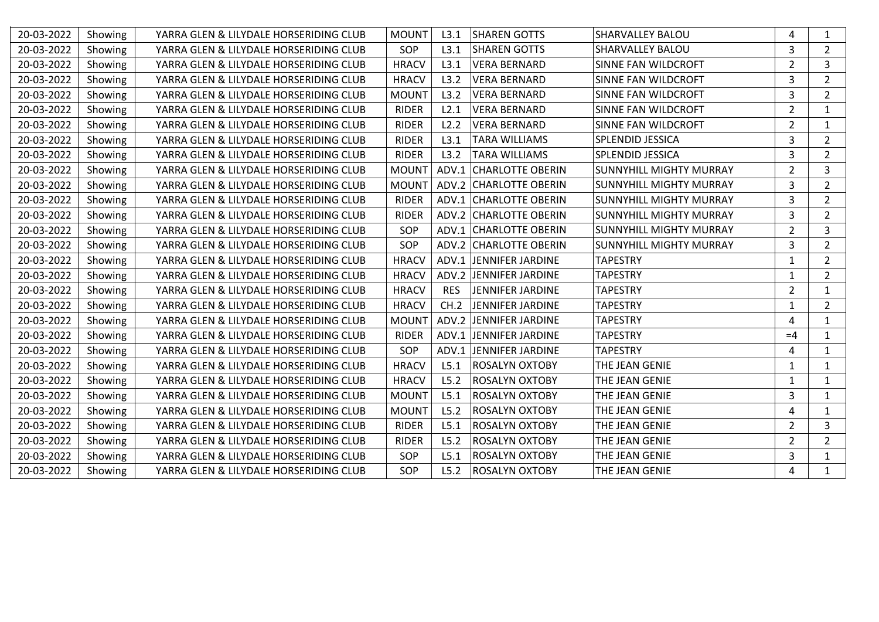| | | | | | | | | |
|---|---|---|---|---|---|---|---|---|
| 20-03-2022 | Showing | YARRA GLEN & LILYDALE HORSERIDING CLUB | MOUNT | L3.1 | SHAREN GOTTS | SHARVALLEY BALOU | 4 | 1 |
| 20-03-2022 | Showing | YARRA GLEN & LILYDALE HORSERIDING CLUB | SOP | L3.1 | SHAREN GOTTS | SHARVALLEY BALOU | 3 | 2 |
| 20-03-2022 | Showing | YARRA GLEN & LILYDALE HORSERIDING CLUB | HRACV | L3.1 | VERA BERNARD | SINNE FAN WILDCROFT | 2 | 3 |
| 20-03-2022 | Showing | YARRA GLEN & LILYDALE HORSERIDING CLUB | HRACV | L3.2 | VERA BERNARD | SINNE FAN WILDCROFT | 3 | 2 |
| 20-03-2022 | Showing | YARRA GLEN & LILYDALE HORSERIDING CLUB | MOUNT | L3.2 | VERA BERNARD | SINNE FAN WILDCROFT | 3 | 2 |
| 20-03-2022 | Showing | YARRA GLEN & LILYDALE HORSERIDING CLUB | RIDER | L2.1 | VERA BERNARD | SINNE FAN WILDCROFT | 2 | 1 |
| 20-03-2022 | Showing | YARRA GLEN & LILYDALE HORSERIDING CLUB | RIDER | L2.2 | VERA BERNARD | SINNE FAN WILDCROFT | 2 | 1 |
| 20-03-2022 | Showing | YARRA GLEN & LILYDALE HORSERIDING CLUB | RIDER | L3.1 | TARA WILLIAMS | SPLENDID JESSICA | 3 | 2 |
| 20-03-2022 | Showing | YARRA GLEN & LILYDALE HORSERIDING CLUB | RIDER | L3.2 | TARA WILLIAMS | SPLENDID JESSICA | 3 | 2 |
| 20-03-2022 | Showing | YARRA GLEN & LILYDALE HORSERIDING CLUB | MOUNT | ADV.1 | CHARLOTTE OBERIN | SUNNYHILL MIGHTY MURRAY | 2 | 3 |
| 20-03-2022 | Showing | YARRA GLEN & LILYDALE HORSERIDING CLUB | MOUNT | ADV.2 | CHARLOTTE OBERIN | SUNNYHILL MIGHTY MURRAY | 3 | 2 |
| 20-03-2022 | Showing | YARRA GLEN & LILYDALE HORSERIDING CLUB | RIDER | ADV.1 | CHARLOTTE OBERIN | SUNNYHILL MIGHTY MURRAY | 3 | 2 |
| 20-03-2022 | Showing | YARRA GLEN & LILYDALE HORSERIDING CLUB | RIDER | ADV.2 | CHARLOTTE OBERIN | SUNNYHILL MIGHTY MURRAY | 3 | 2 |
| 20-03-2022 | Showing | YARRA GLEN & LILYDALE HORSERIDING CLUB | SOP | ADV.1 | CHARLOTTE OBERIN | SUNNYHILL MIGHTY MURRAY | 2 | 3 |
| 20-03-2022 | Showing | YARRA GLEN & LILYDALE HORSERIDING CLUB | SOP | ADV.2 | CHARLOTTE OBERIN | SUNNYHILL MIGHTY MURRAY | 3 | 2 |
| 20-03-2022 | Showing | YARRA GLEN & LILYDALE HORSERIDING CLUB | HRACV | ADV.1 | JENNIFER JARDINE | TAPESTRY | 1 | 2 |
| 20-03-2022 | Showing | YARRA GLEN & LILYDALE HORSERIDING CLUB | HRACV | ADV.2 | JENNIFER JARDINE | TAPESTRY | 1 | 2 |
| 20-03-2022 | Showing | YARRA GLEN & LILYDALE HORSERIDING CLUB | HRACV | RES | JENNIFER JARDINE | TAPESTRY | 2 | 1 |
| 20-03-2022 | Showing | YARRA GLEN & LILYDALE HORSERIDING CLUB | HRACV | CH.2 | JENNIFER JARDINE | TAPESTRY | 1 | 2 |
| 20-03-2022 | Showing | YARRA GLEN & LILYDALE HORSERIDING CLUB | MOUNT | ADV.2 | JENNIFER JARDINE | TAPESTRY | 4 | 1 |
| 20-03-2022 | Showing | YARRA GLEN & LILYDALE HORSERIDING CLUB | RIDER | ADV.1 | JENNIFER JARDINE | TAPESTRY | =4 | 1 |
| 20-03-2022 | Showing | YARRA GLEN & LILYDALE HORSERIDING CLUB | SOP | ADV.1 | JENNIFER JARDINE | TAPESTRY | 4 | 1 |
| 20-03-2022 | Showing | YARRA GLEN & LILYDALE HORSERIDING CLUB | HRACV | L5.1 | ROSALYN OXTOBY | THE JEAN GENIE | 1 | 1 |
| 20-03-2022 | Showing | YARRA GLEN & LILYDALE HORSERIDING CLUB | HRACV | L5.2 | ROSALYN OXTOBY | THE JEAN GENIE | 1 | 1 |
| 20-03-2022 | Showing | YARRA GLEN & LILYDALE HORSERIDING CLUB | MOUNT | L5.1 | ROSALYN OXTOBY | THE JEAN GENIE | 3 | 1 |
| 20-03-2022 | Showing | YARRA GLEN & LILYDALE HORSERIDING CLUB | MOUNT | L5.2 | ROSALYN OXTOBY | THE JEAN GENIE | 4 | 1 |
| 20-03-2022 | Showing | YARRA GLEN & LILYDALE HORSERIDING CLUB | RIDER | L5.1 | ROSALYN OXTOBY | THE JEAN GENIE | 2 | 3 |
| 20-03-2022 | Showing | YARRA GLEN & LILYDALE HORSERIDING CLUB | RIDER | L5.2 | ROSALYN OXTOBY | THE JEAN GENIE | 2 | 2 |
| 20-03-2022 | Showing | YARRA GLEN & LILYDALE HORSERIDING CLUB | SOP | L5.1 | ROSALYN OXTOBY | THE JEAN GENIE | 3 | 1 |
| 20-03-2022 | Showing | YARRA GLEN & LILYDALE HORSERIDING CLUB | SOP | L5.2 | ROSALYN OXTOBY | THE JEAN GENIE | 4 | 1 |